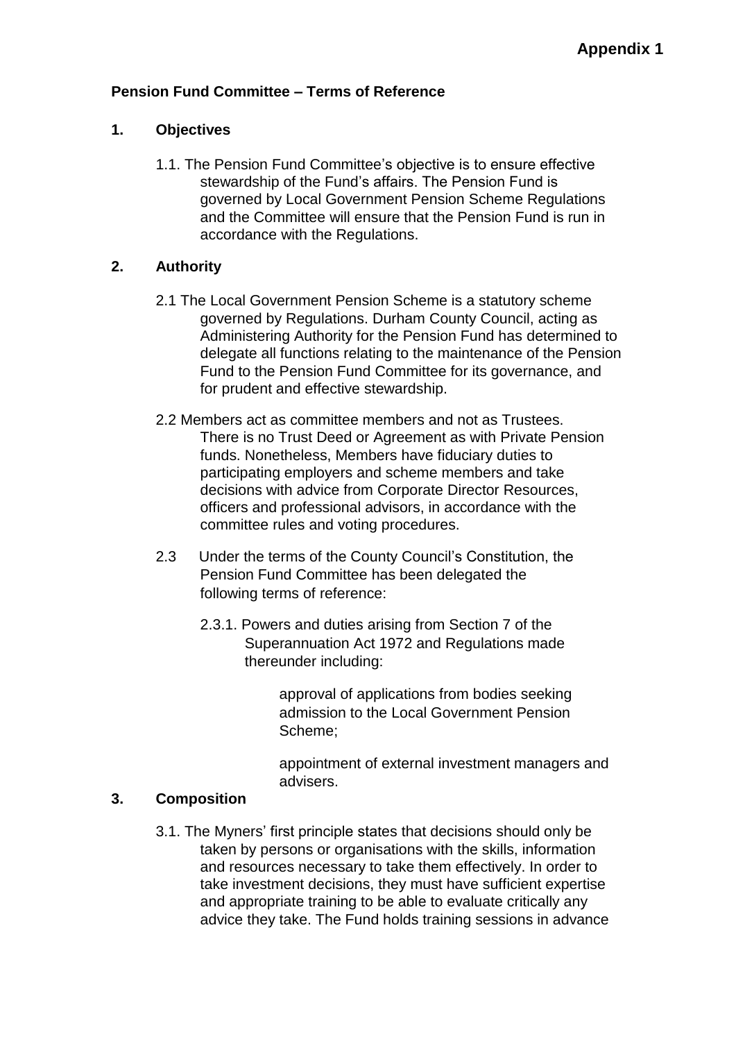**Appendix 1**

**Pension Fund Committee – Terms of Reference**

## 1. Objectives

1.1. The Pension Fund Committee's objective is to ensure effective stewardship of the Fund's affairs. The Pension Fund is governed by Local Government Pension Scheme Regulations and the Committee will ensure that the Pension Fund is run in accordance with the Regulations.

## 2. Authority

2.1 The Local Government Pension Scheme is a statutory scheme governed by Regulations. Durham County Council, acting as Administering Authority for the Pension Fund has determined to delegate all functions relating to the maintenance of the Pension Fund to the Pension Fund Committee for its governance, and for prudent and effective stewardship.

2.2 Members act as committee members and not as Trustees. There is no Trust Deed or Agreement as with Private Pension funds. Nonetheless, Members have fiduciary duties to participating employers and scheme members and take decisions with advice from Corporate Director Resources, officers and professional advisors, in accordance with the committee rules and voting procedures.

2.3 Under the terms of the County Council's Constitution, the Pension Fund Committee has been delegated the following terms of reference:

2.3.1. Powers and duties arising from Section 7 of the Superannuation Act 1972 and Regulations made thereunder including:

approval of applications from bodies seeking admission to the Local Government Pension Scheme;

appointment of external investment managers and advisers.

## 3. Composition

3.1. The Myners' first principle states that decisions should only be taken by persons or organisations with the skills, information and resources necessary to take them effectively. In order to take investment decisions, they must have sufficient expertise and appropriate training to be able to evaluate critically any advice they take. The Fund holds training sessions in advance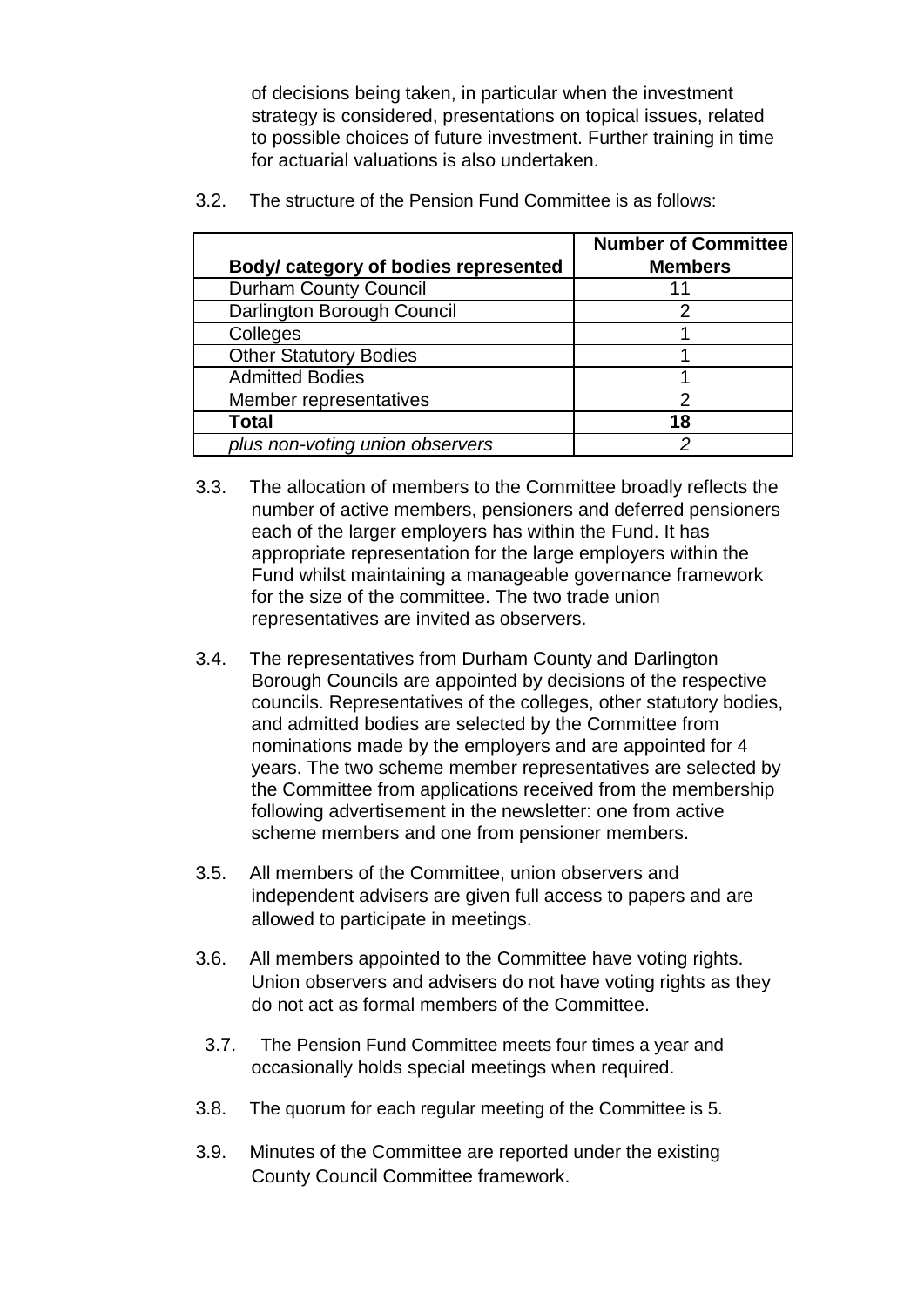of decisions being taken, in particular when the investment strategy is considered, presentations on topical issues, related to possible choices of future investment. Further training in time for actuarial valuations is also undertaken.

3.2. The structure of the Pension Fund Committee is as follows:

| **Body/ category of bodies represented** | **Number of Committee Members** |
|---|---|
| Durham County Council | 11 |
| Darlington Borough Council | 2 |
| Colleges | 1 |
| Other Statutory Bodies | 1 |
| Admitted Bodies | 1 |
| Member representatives | 2 |
| **Total** | **18** |
| *plus non-voting union observers* | *2* |

3.3. The allocation of members to the Committee broadly reflects the number of active members, pensioners and deferred pensioners each of the larger employers has within the Fund. It has appropriate representation for the large employers within the Fund whilst maintaining a manageable governance framework for the size of the committee. The two trade union representatives are invited as observers.

3.4. The representatives from Durham County and Darlington Borough Councils are appointed by decisions of the respective councils. Representatives of the colleges, other statutory bodies, and admitted bodies are selected by the Committee from nominations made by the employers and are appointed for 4 years. The two scheme member representatives are selected by the Committee from applications received from the membership following advertisement in the newsletter: one from active scheme members and one from pensioner members.

3.5. All members of the Committee, union observers and independent advisers are given full access to papers and are allowed to participate in meetings.

3.6. All members appointed to the Committee have voting rights. Union observers and advisers do not have voting rights as they do not act as formal members of the Committee.

3.7. The Pension Fund Committee meets four times a year and occasionally holds special meetings when required.

3.8. The quorum for each regular meeting of the Committee is 5.

3.9. Minutes of the Committee are reported under the existing County Council Committee framework.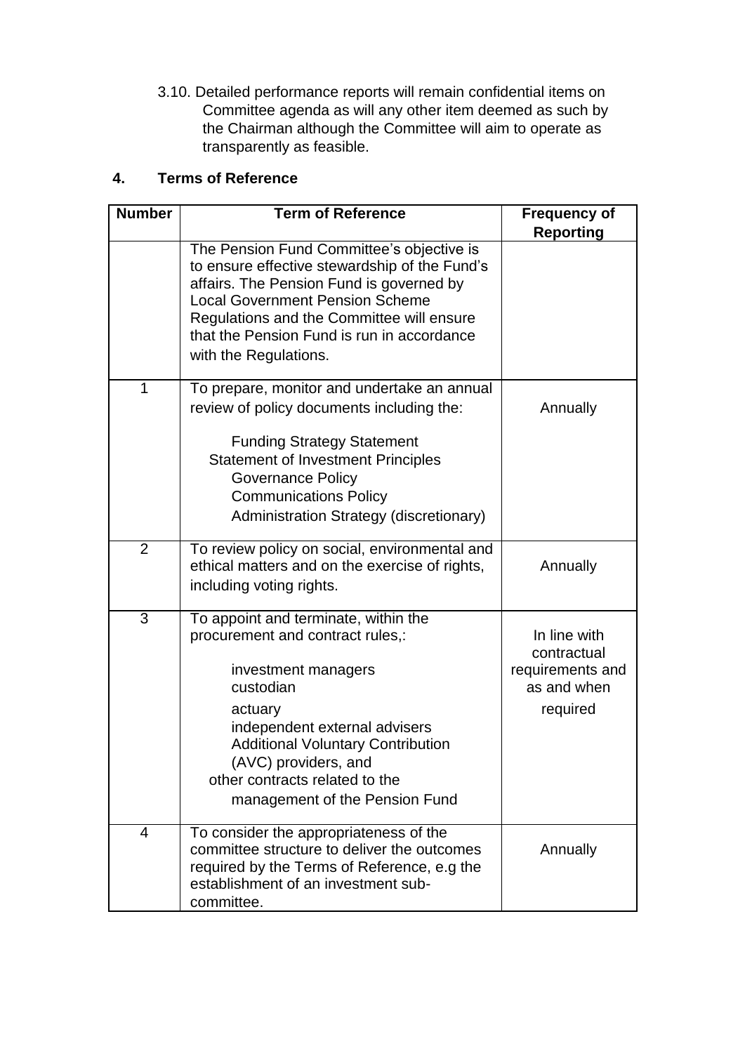3.10. Detailed performance reports will remain confidential items on Committee agenda as will any other item deemed as such by the Chairman although the Committee will aim to operate as transparently as feasible.

## 4. Terms of Reference

| Number | Term of Reference | Frequency of Reporting |
|---|---|---|
| | The Pension Fund Committee's objective is to ensure effective stewardship of the Fund's affairs. The Pension Fund is governed by Local Government Pension Scheme Regulations and the Committee will ensure that the Pension Fund is run in accordance with the Regulations. | |
| 1 | To prepare, monitor and undertake an annual review of policy documents including the:<br><br>Funding Strategy Statement<br>Statement of Investment Principles<br>Governance Policy<br>Communications Policy<br>Administration Strategy (discretionary) | Annually |
| 2 | To review policy on social, environmental and ethical matters and on the exercise of rights, including voting rights. | Annually |
| 3 | To appoint and terminate, within the procurement and contract rules,:<br><br>investment managers<br>custodian<br>actuary<br>independent external advisers<br>Additional Voluntary Contribution (AVC) providers, and<br>other contracts related to the management of the Pension Fund | In line with contractual requirements and as and when required |
| 4 | To consider the appropriateness of the committee structure to deliver the outcomes required by the Terms of Reference, e.g the establishment of an investment sub-committee. | Annually |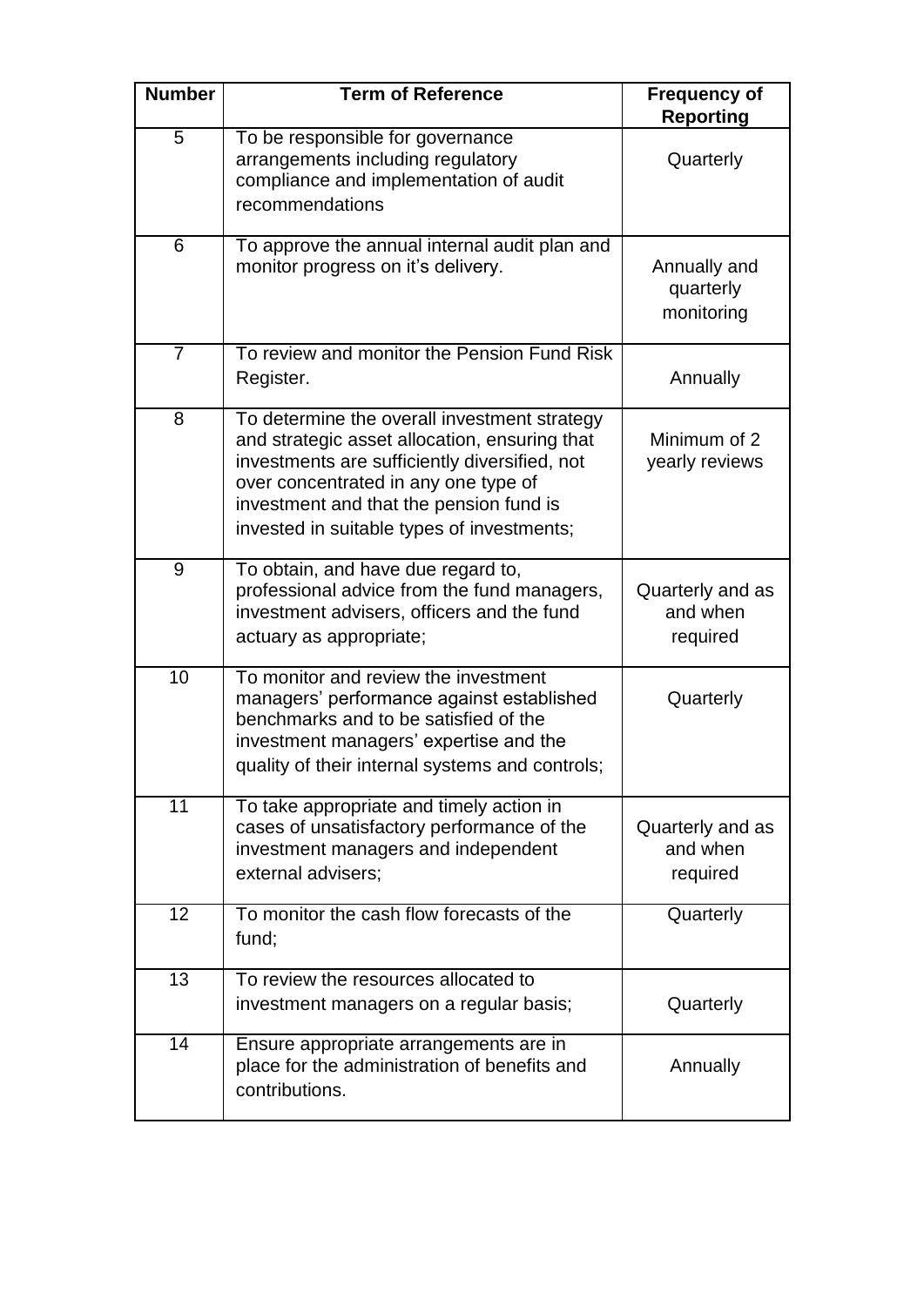| Number | Term of Reference | Frequency of Reporting |
|---|---|---|
| 5 | To be responsible for governance arrangements including regulatory compliance and implementation of audit recommendations | Quarterly |
| 6 | To approve the annual internal audit plan and monitor progress on it's delivery. | Annually and quarterly monitoring |
| 7 | To review and monitor the Pension Fund Risk Register. | Annually |
| 8 | To determine the overall investment strategy and strategic asset allocation, ensuring that investments are sufficiently diversified, not over concentrated in any one type of investment and that the pension fund is invested in suitable types of investments; | Minimum of 2 yearly reviews |
| 9 | To obtain, and have due regard to, professional advice from the fund managers, investment advisers, officers and the fund actuary as appropriate; | Quarterly and as and when required |
| 10 | To monitor and review the investment managers' performance against established benchmarks and to be satisfied of the investment managers' expertise and the quality of their internal systems and controls; | Quarterly |
| 11 | To take appropriate and timely action in cases of unsatisfactory performance of the investment managers and independent external advisers; | Quarterly and as and when required |
| 12 | To monitor the cash flow forecasts of the fund; | Quarterly |
| 13 | To review the resources allocated to investment managers on a regular basis; | Quarterly |
| 14 | Ensure appropriate arrangements are in place for the administration of benefits and contributions. | Annually |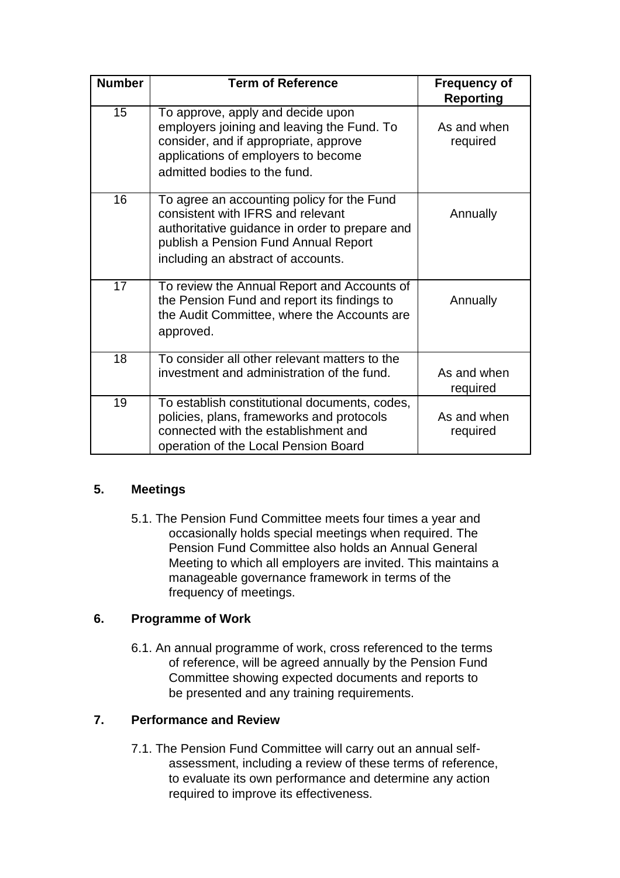| Number | Term of Reference | Frequency of Reporting |
|---|---|---|
| 15 | To approve, apply and decide upon employers joining and leaving the Fund. To consider, and if appropriate, approve applications of employers to become admitted bodies to the fund. | As and when required |
| 16 | To agree an accounting policy for the Fund consistent with IFRS and relevant authoritative guidance in order to prepare and publish a Pension Fund Annual Report including an abstract of accounts. | Annually |
| 17 | To review the Annual Report and Accounts of the Pension Fund and report its findings to the Audit Committee, where the Accounts are approved. | Annually |
| 18 | To consider all other relevant matters to the investment and administration of the fund. | As and when required |
| 19 | To establish constitutional documents, codes, policies, plans, frameworks and protocols connected with the establishment and operation of the Local Pension Board | As and when required |

## 5. Meetings

5.1. The Pension Fund Committee meets four times a year and occasionally holds special meetings when required. The Pension Fund Committee also holds an Annual General Meeting to which all employers are invited. This maintains a manageable governance framework in terms of the frequency of meetings.

## 6. Programme of Work

6.1. An annual programme of work, cross referenced to the terms of reference, will be agreed annually by the Pension Fund Committee showing expected documents and reports to be presented and any training requirements.

## 7. Performance and Review

7.1. The Pension Fund Committee will carry out an annual self-assessment, including a review of these terms of reference, to evaluate its own performance and determine any action required to improve its effectiveness.